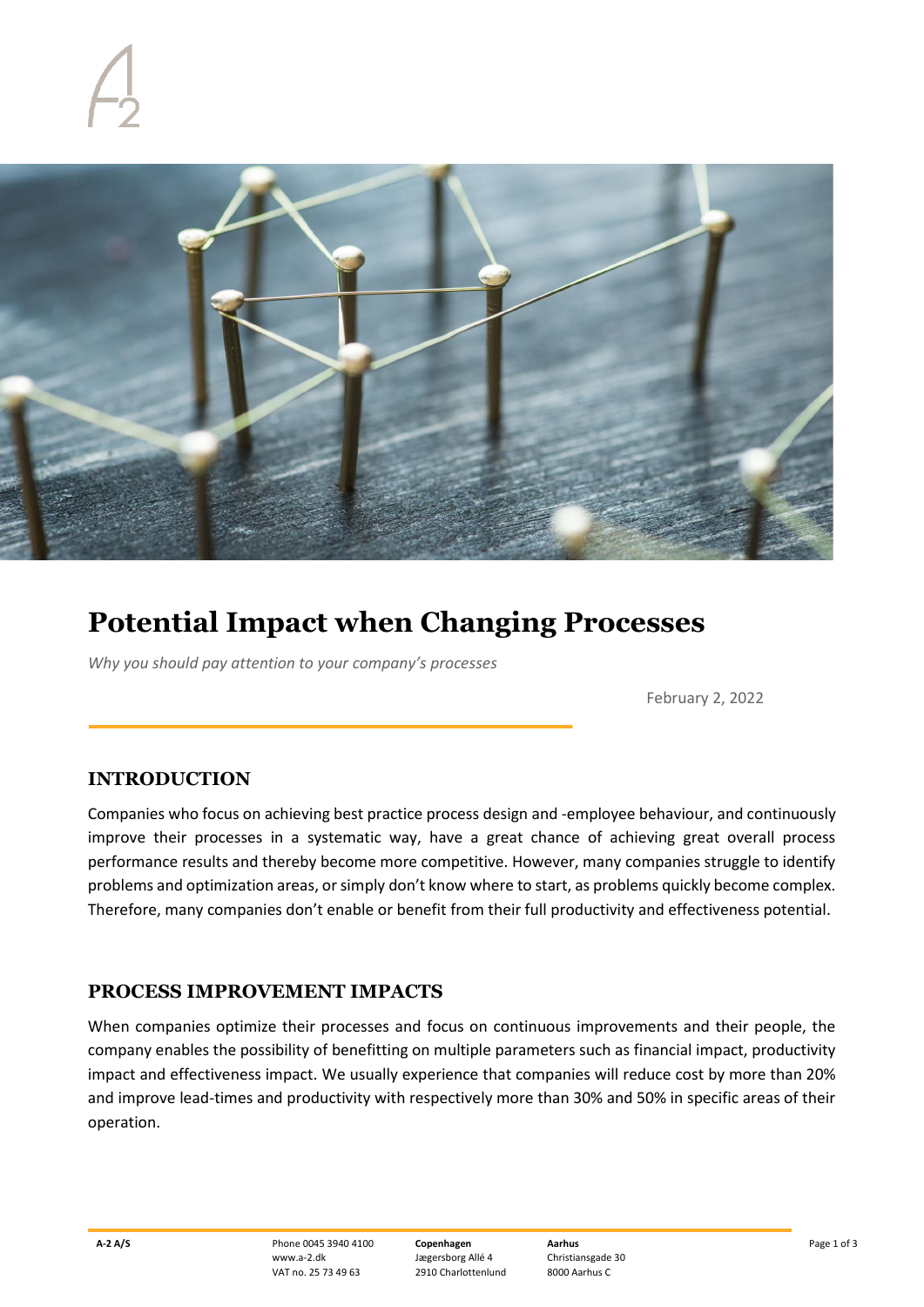# Potential Impact when Changing Processes

*Why you should pay attention to your company's processes*

February 2, 2022

## INTRODUCTION

Companies who focus on achieving best practice process design and -employee behaviour, and continuously improve their processes in a systematic way, have a great chance of achieving great overall process performance results and thereby become more competitive. However, many companies struggle to identify problems and optimization areas, or simply don't know where to start, as problems quickly become complex. Therefore, many companies don't enable or benefit from their full productivity and effectiveness potential.

## PROCESS IMPROVEMENT IMPACTS

When companies optimize their processes and focus on continuous improvements and their people, the company enables the possibility of benefitting on multiple parameters such as financial impact, productivity impact and effectiveness impact. We usually experience that companies will reduce cost by more than 20% and improve lead-times and productivity with respectively more than 30% and 50% in specific areas of their operation.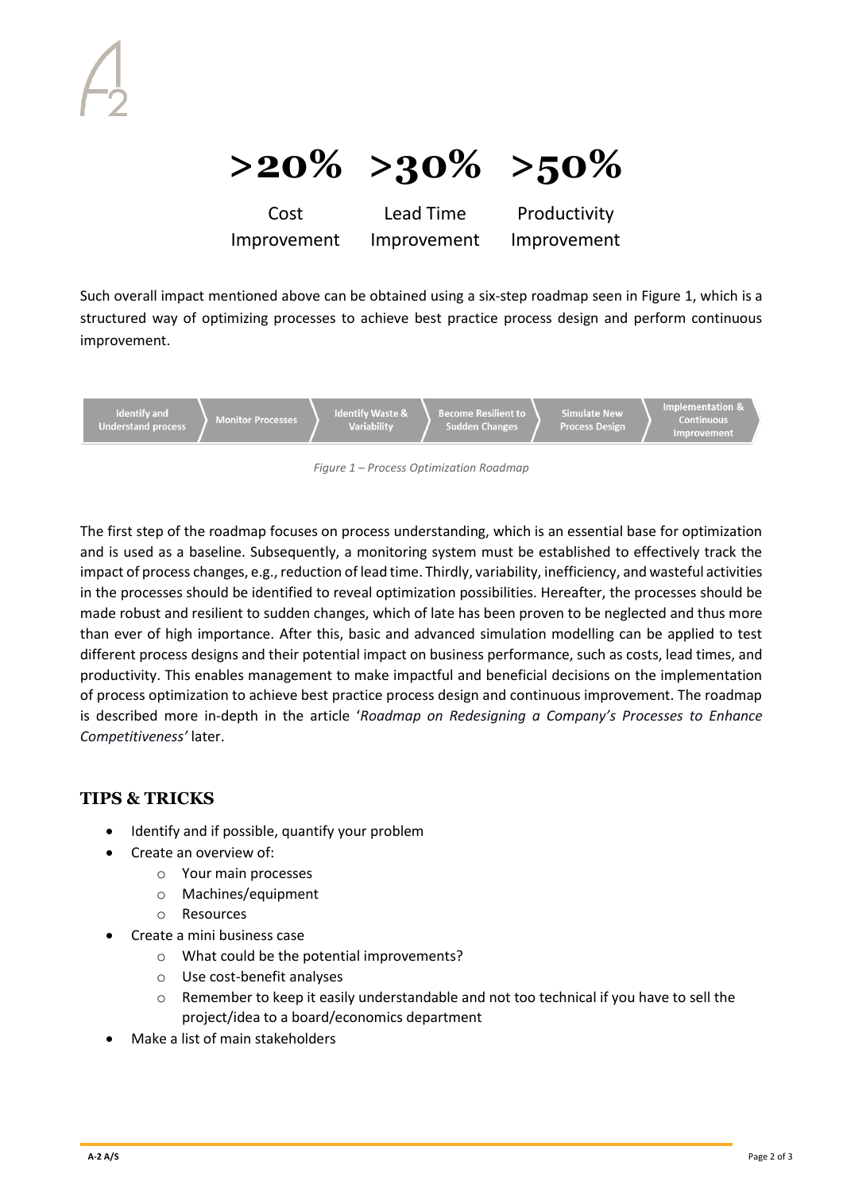**>20%** Cost Improvement

**>30%** Lead Time Improvement

**>50%** Productivity Improvement

Such overall impact mentioned above can be obtained using a six-step roadmap seen in Figure 1, which is a structured way of optimizing processes to achieve best practice process design and perform continuous improvement.

Identify and Understand process → Monitor Processes → Identify Waste & Variability → Become Resilient to Sudden Changes → Simulate New Process Design → Implementation & Continuous Improvement

*Figure 1 – Process Optimization Roadmap*

The first step of the roadmap focuses on process understanding, which is an essential base for optimization and is used as a baseline. Subsequently, a monitoring system must be established to effectively track the impact of process changes, e.g., reduction of lead time. Thirdly, variability, inefficiency, and wasteful activities in the processes should be identified to reveal optimization possibilities. Hereafter, the processes should be made robust and resilient to sudden changes, which of late has been proven to be neglected and thus more than ever of high importance. After this, basic and advanced simulation modelling can be applied to test different process designs and their potential impact on business performance, such as costs, lead times, and productivity. This enables management to make impactful and beneficial decisions on the implementation of process optimization to achieve best practice process design and continuous improvement. The roadmap is described more in-depth in the article '*Roadmap on Redesigning a Company's Processes to Enhance Competitiveness'* later.

## TIPS & TRICKS

- Identify and if possible, quantify your problem
- Create an overview of:
  - Your main processes
  - Machines/equipment
  - Resources
- Create a mini business case
  - What could be the potential improvements?
  - Use cost-benefit analyses
  - Remember to keep it easily understandable and not too technical if you have to sell the project/idea to a board/economics department
- Make a list of main stakeholders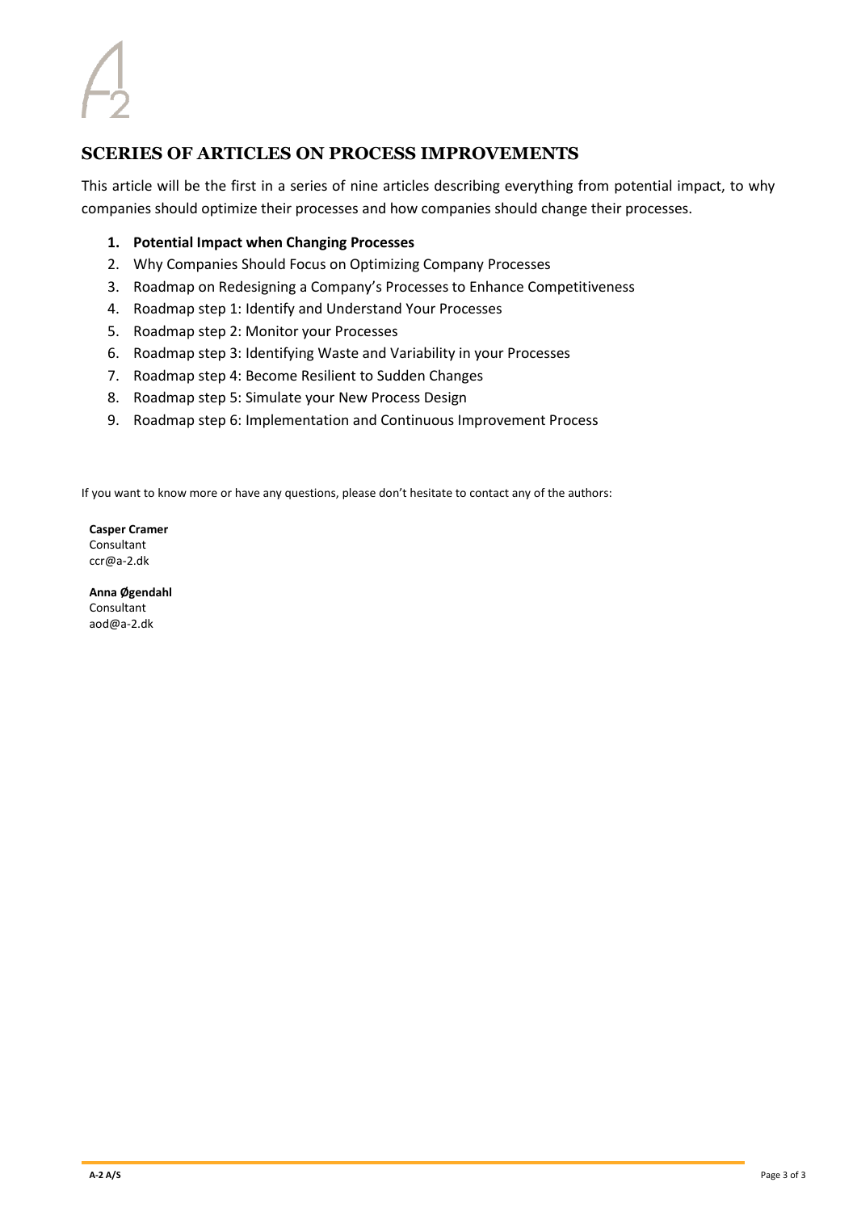## SCERIES OF ARTICLES ON PROCESS IMPROVEMENTS

This article will be the first in a series of nine articles describing everything from potential impact, to why companies should optimize their processes and how companies should change their processes.

1. **Potential Impact when Changing Processes**
2. Why Companies Should Focus on Optimizing Company Processes
3. Roadmap on Redesigning a Company's Processes to Enhance Competitiveness
4. Roadmap step 1: Identify and Understand Your Processes
5. Roadmap step 2: Monitor your Processes
6. Roadmap step 3: Identifying Waste and Variability in your Processes
7. Roadmap step 4: Become Resilient to Sudden Changes
8. Roadmap step 5: Simulate your New Process Design
9. Roadmap step 6: Implementation and Continuous Improvement Process

If you want to know more or have any questions, please don't hesitate to contact any of the authors:

**Casper Cramer**
Consultant
ccr@a-2.dk

**Anna Øgendahl**
Consultant
aod@a-2.dk